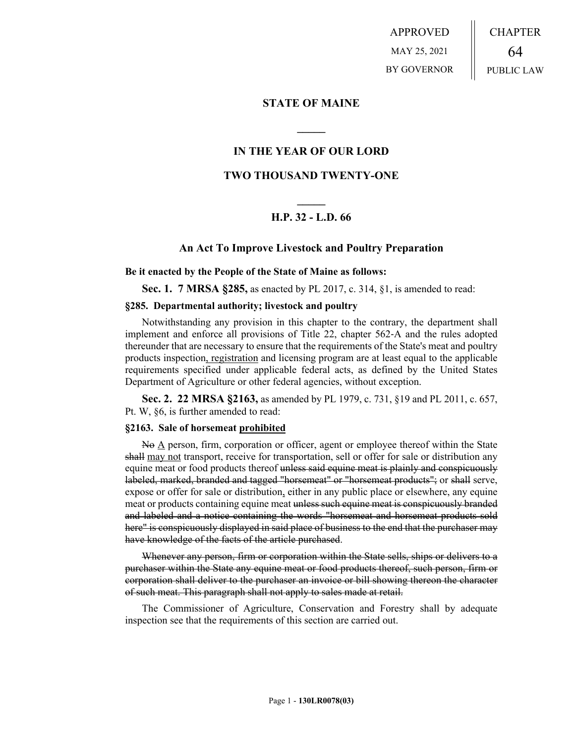APPROVED

MAY 25, 2021

BY GOVERNOR

CHAPTER

64

PUBLIC LAW

## STATE OF MAINE

## IN THE YEAR OF OUR LORD

## TWO THOUSAND TWENTY-ONE

## H.P. 32 - L.D. 66

### An Act To Improve Livestock and Poultry Preparation

**Be it enacted by the People of the State of Maine as follows:**

**Sec. 1. 7 MRSA §285,** as enacted by PL 2017, c. 314, §1, is amended to read:

**§285. Departmental authority; livestock and poultry**

Notwithstanding any provision in this chapter to the contrary, the department shall implement and enforce all provisions of Title 22, chapter 562-A and the rules adopted thereunder that are necessary to ensure that the requirements of the State's meat and poultry products inspection<u>, registration</u> and licensing program are at least equal to the applicable requirements specified under applicable federal acts, as defined by the United States Department of Agriculture or other federal agencies, without exception.

**Sec. 2. 22 MRSA §2163,** as amended by PL 1979, c. 731, §19 and PL 2011, c. 657, Pt. W, §6, is further amended to read:

**§2163. Sale of horsemeat <u>prohibited</u>**

~~No~~ <u>A</u> person, firm, corporation or officer, agent or employee thereof within the State ~~shall~~ <u>may not</u> transport, receive for transportation, sell or offer for sale or distribution any equine meat or food products thereof ~~unless said equine meat is plainly and conspicuously labeled, marked, branded and tagged "horsemeat" or "horsemeat products";~~ or ~~shall~~ serve, expose or offer for sale or distribution<u>,</u> either in any public place or elsewhere, any equine meat or products containing equine meat ~~unless such equine meat is conspicuously branded and labeled and a notice containing the words "horsemeat and horsemeat products sold here" is conspicuously displayed in said place of business to the end that the purchaser may have knowledge of the facts of the article purchased~~.

~~Whenever any person, firm or corporation within the State sells, ships or delivers to a purchaser within the State any equine meat or food products thereof, such person, firm or corporation shall deliver to the purchaser an invoice or bill showing thereon the character of such meat. This paragraph shall not apply to sales made at retail.~~

The Commissioner of Agriculture, Conservation and Forestry shall by adequate inspection see that the requirements of this section are carried out.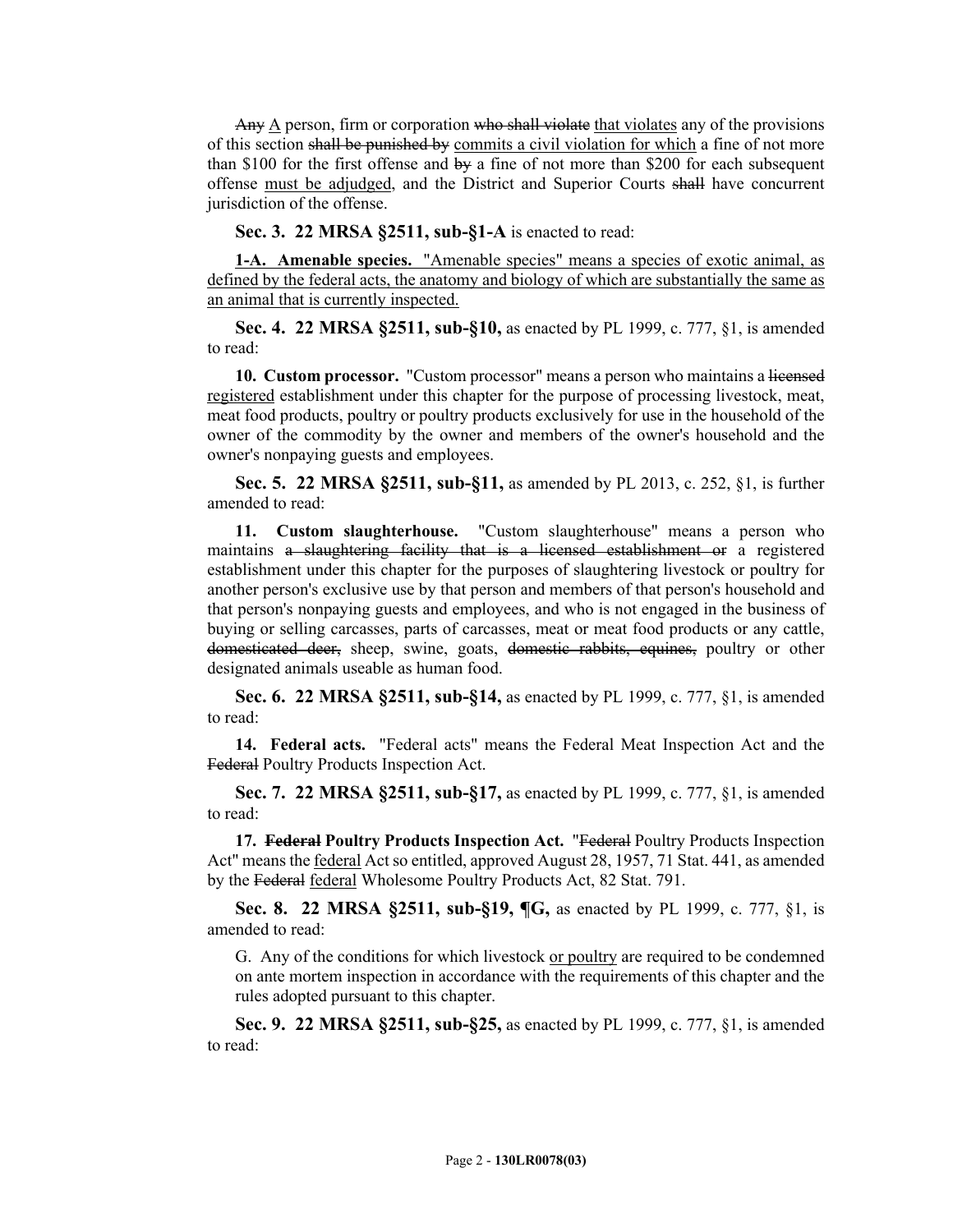~~Any~~ A person, firm or corporation ~~who shall violate~~ that violates any of the provisions of this section ~~shall be punished by~~ commits a civil violation for which a fine of not more than $100 for the first offense and ~~by~~ a fine of not more than $200 for each subsequent offense must be adjudged, and the District and Superior Courts ~~shall~~ have concurrent jurisdiction of the offense.

**Sec. 3. 22 MRSA §2511, sub-§1-A** is enacted to read:

**1-A. Amenable species.** "Amenable species" means a species of exotic animal, as defined by the federal acts, the anatomy and biology of which are substantially the same as an animal that is currently inspected.

**Sec. 4. 22 MRSA §2511, sub-§10,** as enacted by PL 1999, c. 777, §1, is amended to read:

**10. Custom processor.** "Custom processor" means a person who maintains a ~~licensed~~ registered establishment under this chapter for the purpose of processing livestock, meat, meat food products, poultry or poultry products exclusively for use in the household of the owner of the commodity by the owner and members of the owner's household and the owner's nonpaying guests and employees.

**Sec. 5. 22 MRSA §2511, sub-§11,** as amended by PL 2013, c. 252, §1, is further amended to read:

**11. Custom slaughterhouse.** "Custom slaughterhouse" means a person who maintains ~~a slaughtering facility that is a licensed establishment or~~ a registered establishment under this chapter for the purposes of slaughtering livestock or poultry for another person's exclusive use by that person and members of that person's household and that person's nonpaying guests and employees, and who is not engaged in the business of buying or selling carcasses, parts of carcasses, meat or meat food products or any cattle, ~~domesticated deer,~~ sheep, swine, goats, ~~domestic rabbits, equines,~~ poultry or other designated animals useable as human food.

**Sec. 6. 22 MRSA §2511, sub-§14,** as enacted by PL 1999, c. 777, §1, is amended to read:

**14. Federal acts.** "Federal acts" means the Federal Meat Inspection Act and the ~~Federal~~ Poultry Products Inspection Act.

**Sec. 7. 22 MRSA §2511, sub-§17,** as enacted by PL 1999, c. 777, §1, is amended to read:

**17. ~~Federal~~ Poultry Products Inspection Act.** "~~Federal~~ Poultry Products Inspection Act" means the federal Act so entitled, approved August 28, 1957, 71 Stat. 441, as amended by the ~~Federal~~ federal Wholesome Poultry Products Act, 82 Stat. 791.

**Sec. 8. 22 MRSA §2511, sub-§19, ¶G,** as enacted by PL 1999, c. 777, §1, is amended to read:

G. Any of the conditions for which livestock or poultry are required to be condemned on ante mortem inspection in accordance with the requirements of this chapter and the rules adopted pursuant to this chapter.

**Sec. 9. 22 MRSA §2511, sub-§25,** as enacted by PL 1999, c. 777, §1, is amended to read: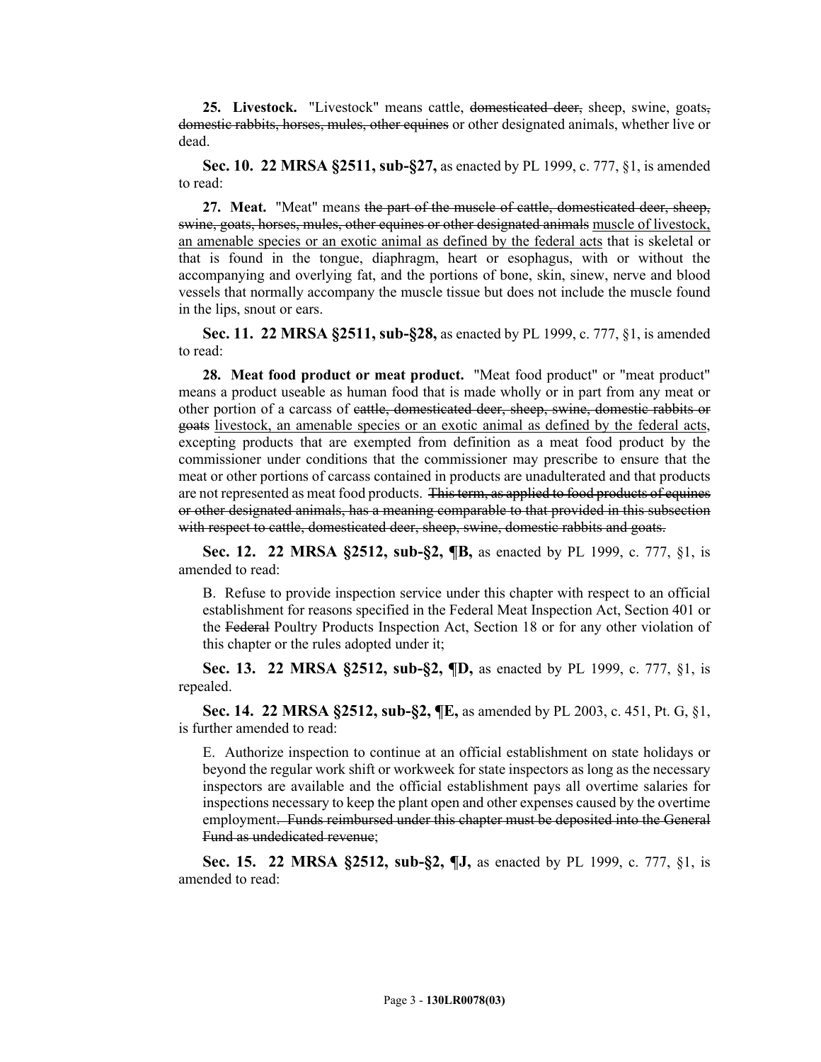**25. Livestock.** "Livestock" means cattle, ~~domesticated deer,~~ sheep, swine, goats~~, domestic rabbits, horses, mules, other equines~~ or other designated animals, whether live or dead.

**Sec. 10. 22 MRSA §2511, sub-§27,** as enacted by PL 1999, c. 777, §1, is amended to read:

**27. Meat.** "Meat" means ~~the part of the muscle of cattle, domesticated deer, sheep, swine, goats, horses, mules, other equines or other designated animals~~ <u>muscle of livestock, an amenable species or an exotic animal as defined by the federal acts</u> that is skeletal or that is found in the tongue, diaphragm, heart or esophagus, with or without the accompanying and overlying fat, and the portions of bone, skin, sinew, nerve and blood vessels that normally accompany the muscle tissue but does not include the muscle found in the lips, snout or ears.

**Sec. 11. 22 MRSA §2511, sub-§28,** as enacted by PL 1999, c. 777, §1, is amended to read:

**28. Meat food product or meat product.** "Meat food product" or "meat product" means a product useable as human food that is made wholly or in part from any meat or other portion of a carcass of ~~cattle, domesticated deer, sheep, swine, domestic rabbits or goats~~ <u>livestock, an amenable species or an exotic animal as defined by the federal acts</u>, excepting products that are exempted from definition as a meat food product by the commissioner under conditions that the commissioner may prescribe to ensure that the meat or other portions of carcass contained in products are unadulterated and that products are not represented as meat food products. ~~This term, as applied to food products of equines or other designated animals, has a meaning comparable to that provided in this subsection with respect to cattle, domesticated deer, sheep, swine, domestic rabbits and goats.~~

**Sec. 12. 22 MRSA §2512, sub-§2, ¶B,** as enacted by PL 1999, c. 777, §1, is amended to read:

B. Refuse to provide inspection service under this chapter with respect to an official establishment for reasons specified in the Federal Meat Inspection Act, Section 401 or the ~~Federal~~ Poultry Products Inspection Act, Section 18 or for any other violation of this chapter or the rules adopted under it;

**Sec. 13. 22 MRSA §2512, sub-§2, ¶D,** as enacted by PL 1999, c. 777, §1, is repealed.

**Sec. 14. 22 MRSA §2512, sub-§2, ¶E,** as amended by PL 2003, c. 451, Pt. G, §1, is further amended to read:

E. Authorize inspection to continue at an official establishment on state holidays or beyond the regular work shift or workweek for state inspectors as long as the necessary inspectors are available and the official establishment pays all overtime salaries for inspections necessary to keep the plant open and other expenses caused by the overtime employment~~. Funds reimbursed under this chapter must be deposited into the General Fund as undedicated revenue~~;

**Sec. 15. 22 MRSA §2512, sub-§2, ¶J,** as enacted by PL 1999, c. 777, §1, is amended to read: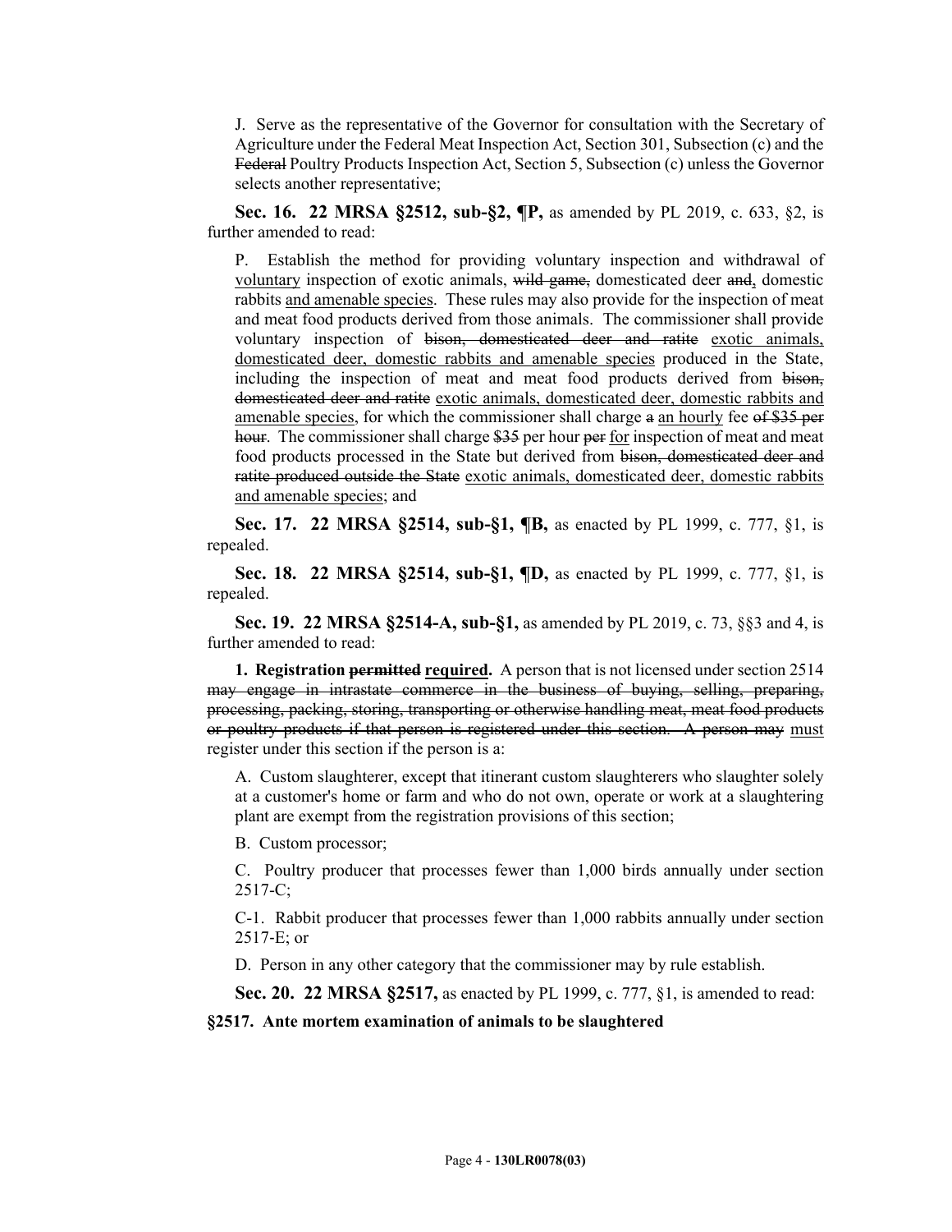J. Serve as the representative of the Governor for consultation with the Secretary of Agriculture under the Federal Meat Inspection Act, Section 301, Subsection (c) and the ~~Federal~~ Poultry Products Inspection Act, Section 5, Subsection (c) unless the Governor selects another representative;

**Sec. 16. 22 MRSA §2512, sub-§2, ¶P,** as amended by PL 2019, c. 633, §2, is further amended to read:

P. Establish the method for providing voluntary inspection and withdrawal of <u>voluntary</u> inspection of exotic animals, ~~wild game,~~ domesticated deer ~~and~~, domestic rabbits <u>and amenable species</u>. These rules may also provide for the inspection of meat and meat food products derived from those animals. The commissioner shall provide voluntary inspection of ~~bison, domesticated deer and ratite~~ <u>exotic animals, domesticated deer, domestic rabbits and amenable species</u> produced in the State, including the inspection of meat and meat food products derived from ~~bison, domesticated deer and ratite~~ <u>exotic animals, domesticated deer, domestic rabbits and amenable species</u>, for which the commissioner shall charge ~~a~~ <u>an hourly</u> fee ~~of $35 per hour~~. The commissioner shall charge ~~$35~~ per hour ~~per~~ <u>for</u> inspection of meat and meat food products processed in the State but derived from ~~bison, domesticated deer and ratite produced outside the State~~ <u>exotic animals, domesticated deer, domestic rabbits and amenable species</u>; and

**Sec. 17. 22 MRSA §2514, sub-§1, ¶B,** as enacted by PL 1999, c. 777, §1, is repealed.

**Sec. 18. 22 MRSA §2514, sub-§1, ¶D,** as enacted by PL 1999, c. 777, §1, is repealed.

**Sec. 19. 22 MRSA §2514-A, sub-§1,** as amended by PL 2019, c. 73, §§3 and 4, is further amended to read:

**1. Registration ~~permitted~~ <u>required</u>.** A person that is not licensed under section 2514 ~~may engage in intrastate commerce in the business of buying, selling, preparing, processing, packing, storing, transporting or otherwise handling meat, meat food products or poultry products if that person is registered under this section. A person may~~ <u>must</u> register under this section if the person is a:

A. Custom slaughterer, except that itinerant custom slaughterers who slaughter solely at a customer's home or farm and who do not own, operate or work at a slaughtering plant are exempt from the registration provisions of this section;

B. Custom processor;

C. Poultry producer that processes fewer than 1,000 birds annually under section 2517-C;

C-1. Rabbit producer that processes fewer than 1,000 rabbits annually under section 2517-E; or

D. Person in any other category that the commissioner may by rule establish.

**Sec. 20. 22 MRSA §2517,** as enacted by PL 1999, c. 777, §1, is amended to read:

**§2517. Ante mortem examination of animals to be slaughtered**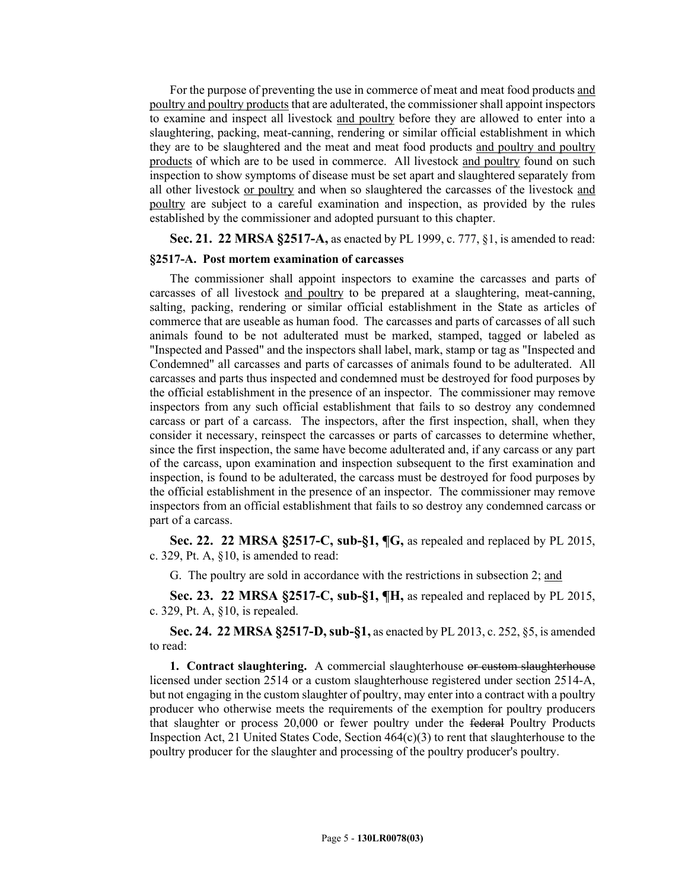For the purpose of preventing the use in commerce of meat and meat food products and poultry and poultry products that are adulterated, the commissioner shall appoint inspectors to examine and inspect all livestock and poultry before they are allowed to enter into a slaughtering, packing, meat-canning, rendering or similar official establishment in which they are to be slaughtered and the meat and meat food products and poultry and poultry products of which are to be used in commerce. All livestock and poultry found on such inspection to show symptoms of disease must be set apart and slaughtered separately from all other livestock or poultry and when so slaughtered the carcasses of the livestock and poultry are subject to a careful examination and inspection, as provided by the rules established by the commissioner and adopted pursuant to this chapter.

**Sec. 21. 22 MRSA §2517-A,** as enacted by PL 1999, c. 777, §1, is amended to read:

**§2517-A. Post mortem examination of carcasses**

The commissioner shall appoint inspectors to examine the carcasses and parts of carcasses of all livestock and poultry to be prepared at a slaughtering, meat-canning, salting, packing, rendering or similar official establishment in the State as articles of commerce that are useable as human food. The carcasses and parts of carcasses of all such animals found to be not adulterated must be marked, stamped, tagged or labeled as "Inspected and Passed" and the inspectors shall label, mark, stamp or tag as "Inspected and Condemned" all carcasses and parts of carcasses of animals found to be adulterated. All carcasses and parts thus inspected and condemned must be destroyed for food purposes by the official establishment in the presence of an inspector. The commissioner may remove inspectors from any such official establishment that fails to so destroy any condemned carcass or part of a carcass. The inspectors, after the first inspection, shall, when they consider it necessary, reinspect the carcasses or parts of carcasses to determine whether, since the first inspection, the same have become adulterated and, if any carcass or any part of the carcass, upon examination and inspection subsequent to the first examination and inspection, is found to be adulterated, the carcass must be destroyed for food purposes by the official establishment in the presence of an inspector. The commissioner may remove inspectors from an official establishment that fails to so destroy any condemned carcass or part of a carcass.

**Sec. 22. 22 MRSA §2517-C, sub-§1, ¶G,** as repealed and replaced by PL 2015, c. 329, Pt. A, §10, is amended to read:

G. The poultry are sold in accordance with the restrictions in subsection 2; and

**Sec. 23. 22 MRSA §2517-C, sub-§1, ¶H,** as repealed and replaced by PL 2015, c. 329, Pt. A, §10, is repealed.

**Sec. 24. 22 MRSA §2517-D, sub-§1,** as enacted by PL 2013, c. 252, §5, is amended to read:

**1. Contract slaughtering.** A commercial slaughterhouse ~~or custom slaughterhouse~~ licensed under section 2514 or a custom slaughterhouse registered under section 2514-A, but not engaging in the custom slaughter of poultry, may enter into a contract with a poultry producer who otherwise meets the requirements of the exemption for poultry producers that slaughter or process 20,000 or fewer poultry under the ~~federal~~ Poultry Products Inspection Act, 21 United States Code, Section 464(c)(3) to rent that slaughterhouse to the poultry producer for the slaughter and processing of the poultry producer's poultry.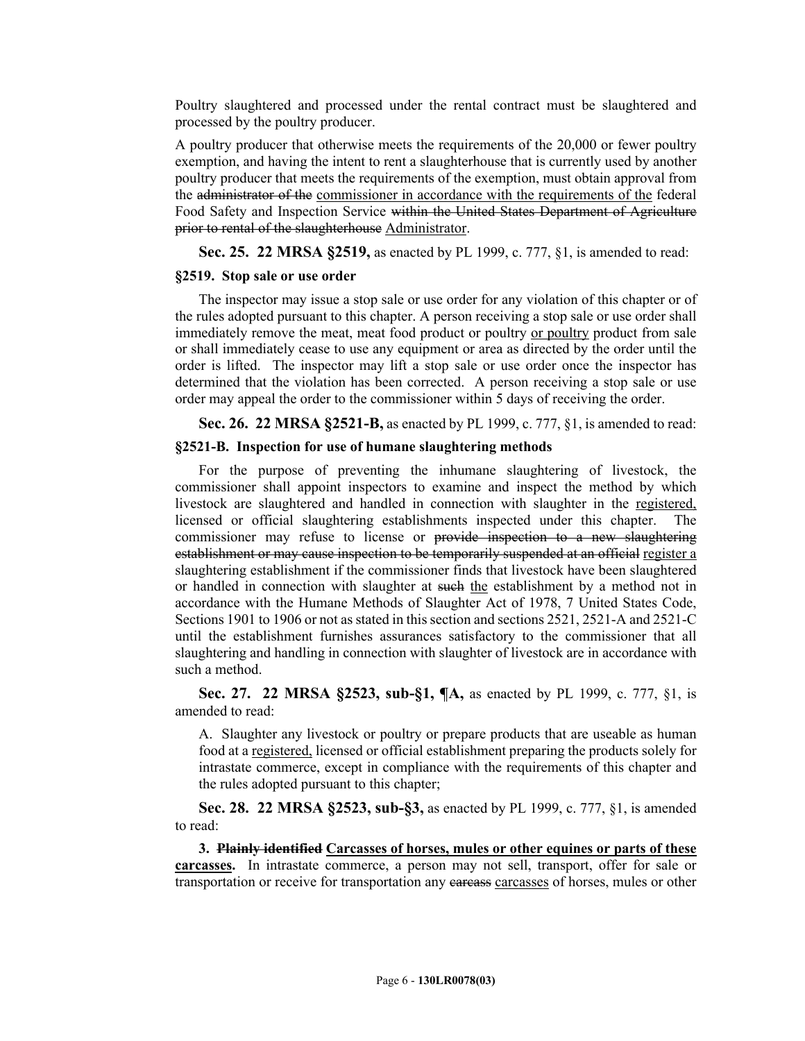Poultry slaughtered and processed under the rental contract must be slaughtered and processed by the poultry producer.

A poultry producer that otherwise meets the requirements of the 20,000 or fewer poultry exemption, and having the intent to rent a slaughterhouse that is currently used by another poultry producer that meets the requirements of the exemption, must obtain approval from the ~~administrator of the~~ commissioner in accordance with the requirements of the federal Food Safety and Inspection Service ~~within the United States Department of Agriculture prior to rental of the slaughterhouse~~ Administrator.

**Sec. 25. 22 MRSA §2519,** as enacted by PL 1999, c. 777, §1, is amended to read:

**§2519. Stop sale or use order**

The inspector may issue a stop sale or use order for any violation of this chapter or of the rules adopted pursuant to this chapter. A person receiving a stop sale or use order shall immediately remove the meat, meat food product or poultry or poultry product from sale or shall immediately cease to use any equipment or area as directed by the order until the order is lifted. The inspector may lift a stop sale or use order once the inspector has determined that the violation has been corrected. A person receiving a stop sale or use order may appeal the order to the commissioner within 5 days of receiving the order.

**Sec. 26. 22 MRSA §2521-B,** as enacted by PL 1999, c. 777, §1, is amended to read:

**§2521-B. Inspection for use of humane slaughtering methods**

For the purpose of preventing the inhumane slaughtering of livestock, the commissioner shall appoint inspectors to examine and inspect the method by which livestock are slaughtered and handled in connection with slaughter in the registered, licensed or official slaughtering establishments inspected under this chapter. The commissioner may refuse to license or ~~provide inspection to a new slaughtering establishment or may cause inspection to be temporarily suspended at an official~~ register a slaughtering establishment if the commissioner finds that livestock have been slaughtered or handled in connection with slaughter at ~~such~~ the establishment by a method not in accordance with the Humane Methods of Slaughter Act of 1978, 7 United States Code, Sections 1901 to 1906 or not as stated in this section and sections 2521, 2521-A and 2521-C until the establishment furnishes assurances satisfactory to the commissioner that all slaughtering and handling in connection with slaughter of livestock are in accordance with such a method.

**Sec. 27. 22 MRSA §2523, sub-§1, ¶A,** as enacted by PL 1999, c. 777, §1, is amended to read:

A. Slaughter any livestock or poultry or prepare products that are useable as human food at a registered, licensed or official establishment preparing the products solely for intrastate commerce, except in compliance with the requirements of this chapter and the rules adopted pursuant to this chapter;

**Sec. 28. 22 MRSA §2523, sub-§3,** as enacted by PL 1999, c. 777, §1, is amended to read:

**3. ~~Plainly identified~~ Carcasses of horses, mules or other equines or parts of these carcasses.** In intrastate commerce, a person may not sell, transport, offer for sale or transportation or receive for transportation any ~~carcass~~ carcasses of horses, mules or other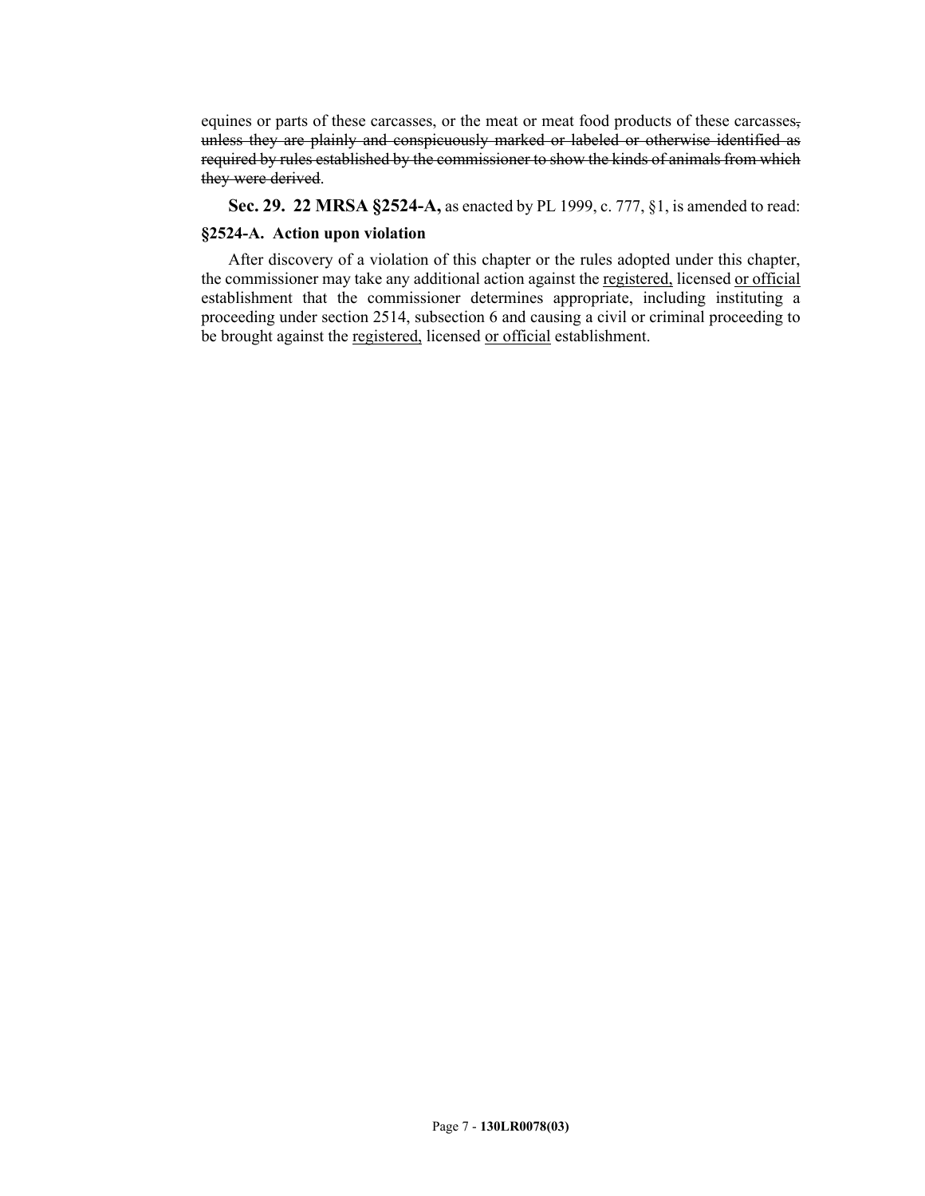equines or parts of these carcasses, or the meat or meat food products of these carcasses~~, unless they are plainly and conspicuously marked or labeled or otherwise identified as required by rules established by the commissioner to show the kinds of animals from which they were derived~~.

**Sec. 29. 22 MRSA §2524-A,** as enacted by PL 1999, c. 777, §1, is amended to read:

**§2524-A. Action upon violation**

After discovery of a violation of this chapter or the rules adopted under this chapter, the commissioner may take any additional action against the <u>registered,</u> licensed <u>or official</u> establishment that the commissioner determines appropriate, including instituting a proceeding under section 2514, subsection 6 and causing a civil or criminal proceeding to be brought against the <u>registered,</u> licensed <u>or official</u> establishment.